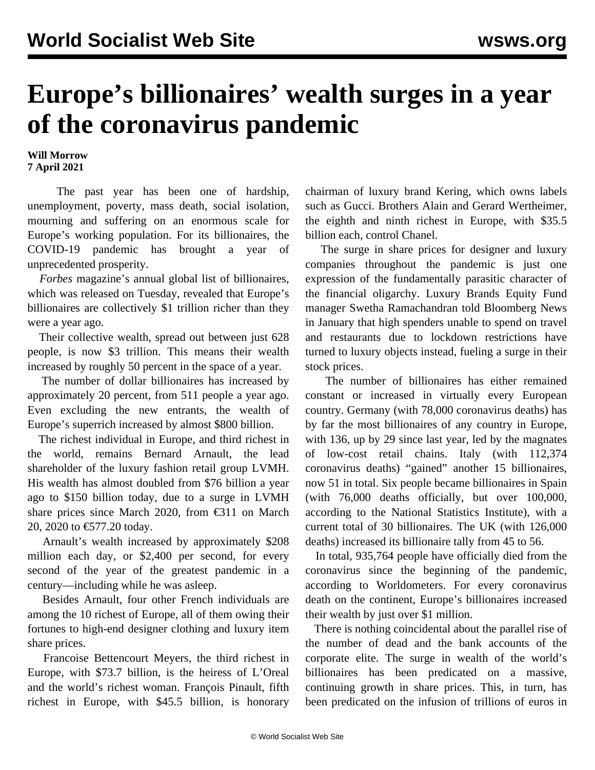# Europe's billionaires' wealth surges in a year of the coronavirus pandemic

**Will Morrow**
**7 April 2021**

The past year has been one of hardship, unemployment, poverty, mass death, social isolation, mourning and suffering on an enormous scale for Europe's working population. For its billionaires, the COVID-19 pandemic has brought a year of unprecedented prosperity.

*Forbes* magazine's annual global list of billionaires, which was released on Tuesday, revealed that Europe's billionaires are collectively $1 trillion richer than they were a year ago.

Their collective wealth, spread out between just 628 people, is now $3 trillion. This means their wealth increased by roughly 50 percent in the space of a year.

The number of dollar billionaires has increased by approximately 20 percent, from 511 people a year ago. Even excluding the new entrants, the wealth of Europe's superrich increased by almost $800 billion.

The richest individual in Europe, and third richest in the world, remains Bernard Arnault, the lead shareholder of the luxury fashion retail group LVMH. His wealth has almost doubled from $76 billion a year ago to $150 billion today, due to a surge in LVMH share prices since March 2020, from €311 on March 20, 2020 to €577.20 today.

Arnault's wealth increased by approximately $208 million each day, or $2,400 per second, for every second of the year of the greatest pandemic in a century—including while he was asleep.

Besides Arnault, four other French individuals are among the 10 richest of Europe, all of them owing their fortunes to high-end designer clothing and luxury item share prices.

Francoise Bettencourt Meyers, the third richest in Europe, with $73.7 billion, is the heiress of L'Oreal and the world's richest woman. François Pinault, fifth richest in Europe, with $45.5 billion, is honorary chairman of luxury brand Kering, which owns labels such as Gucci. Brothers Alain and Gerard Wertheimer, the eighth and ninth richest in Europe, with $35.5 billion each, control Chanel.

The surge in share prices for designer and luxury companies throughout the pandemic is just one expression of the fundamentally parasitic character of the financial oligarchy. Luxury Brands Equity Fund manager Swetha Ramachandran told Bloomberg News in January that high spenders unable to spend on travel and restaurants due to lockdown restrictions have turned to luxury objects instead, fueling a surge in their stock prices.

The number of billionaires has either remained constant or increased in virtually every European country. Germany (with 78,000 coronavirus deaths) has by far the most billionaires of any country in Europe, with 136, up by 29 since last year, led by the magnates of low-cost retail chains. Italy (with 112,374 coronavirus deaths) "gained" another 15 billionaires, now 51 in total. Six people became billionaires in Spain (with 76,000 deaths officially, but over 100,000, according to the National Statistics Institute), with a current total of 30 billionaires. The UK (with 126,000 deaths) increased its billionaire tally from 45 to 56.

In total, 935,764 people have officially died from the coronavirus since the beginning of the pandemic, according to Worldometers. For every coronavirus death on the continent, Europe's billionaires increased their wealth by just over $1 million.

There is nothing coincidental about the parallel rise of the number of dead and the bank accounts of the corporate elite. The surge in wealth of the world's billionaires has been predicated on a massive, continuing growth in share prices. This, in turn, has been predicated on the infusion of trillions of euros in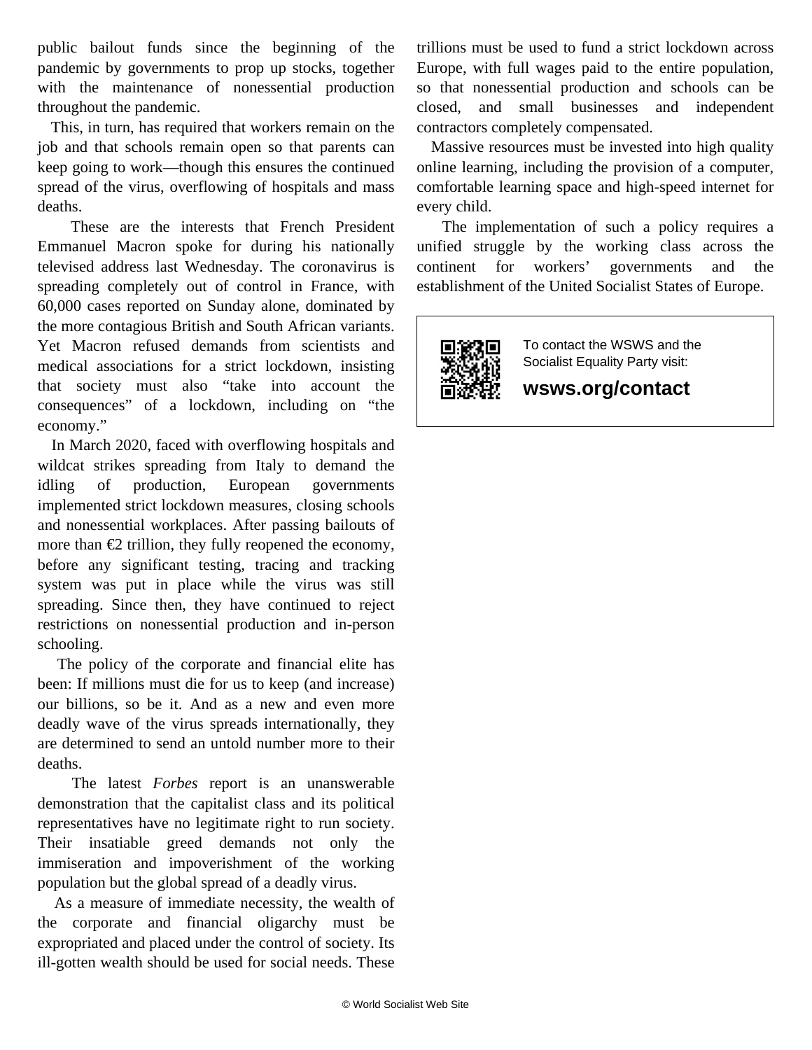public bailout funds since the beginning of the pandemic by governments to prop up stocks, together with the maintenance of nonessential production throughout the pandemic.

This, in turn, has required that workers remain on the job and that schools remain open so that parents can keep going to work—though this ensures the continued spread of the virus, overflowing of hospitals and mass deaths.

These are the interests that French President Emmanuel Macron spoke for during his nationally televised address last Wednesday. The coronavirus is spreading completely out of control in France, with 60,000 cases reported on Sunday alone, dominated by the more contagious British and South African variants. Yet Macron refused demands from scientists and medical associations for a strict lockdown, insisting that society must also “take into account the consequences” of a lockdown, including on “the economy.”

In March 2020, faced with overflowing hospitals and wildcat strikes spreading from Italy to demand the idling of production, European governments implemented strict lockdown measures, closing schools and nonessential workplaces. After passing bailouts of more than €2 trillion, they fully reopened the economy, before any significant testing, tracing and tracking system was put in place while the virus was still spreading. Since then, they have continued to reject restrictions on nonessential production and in-person schooling.

The policy of the corporate and financial elite has been: If millions must die for us to keep (and increase) our billions, so be it. And as a new and even more deadly wave of the virus spreads internationally, they are determined to send an untold number more to their deaths.

The latest *Forbes* report is an unanswerable demonstration that the capitalist class and its political representatives have no legitimate right to run society. Their insatiable greed demands not only the immiseration and impoverishment of the working population but the global spread of a deadly virus.

As a measure of immediate necessity, the wealth of the corporate and financial oligarchy must be expropriated and placed under the control of society. Its ill-gotten wealth should be used for social needs. These trillions must be used to fund a strict lockdown across Europe, with full wages paid to the entire population, so that nonessential production and schools can be closed, and small businesses and independent contractors completely compensated.

Massive resources must be invested into high quality online learning, including the provision of a computer, comfortable learning space and high-speed internet for every child.

The implementation of such a policy requires a unified struggle by the working class across the continent for workers’ governments and the establishment of the United Socialist States of Europe.

To contact the WSWS and the Socialist Equality Party visit:

**wsws.org/contact**